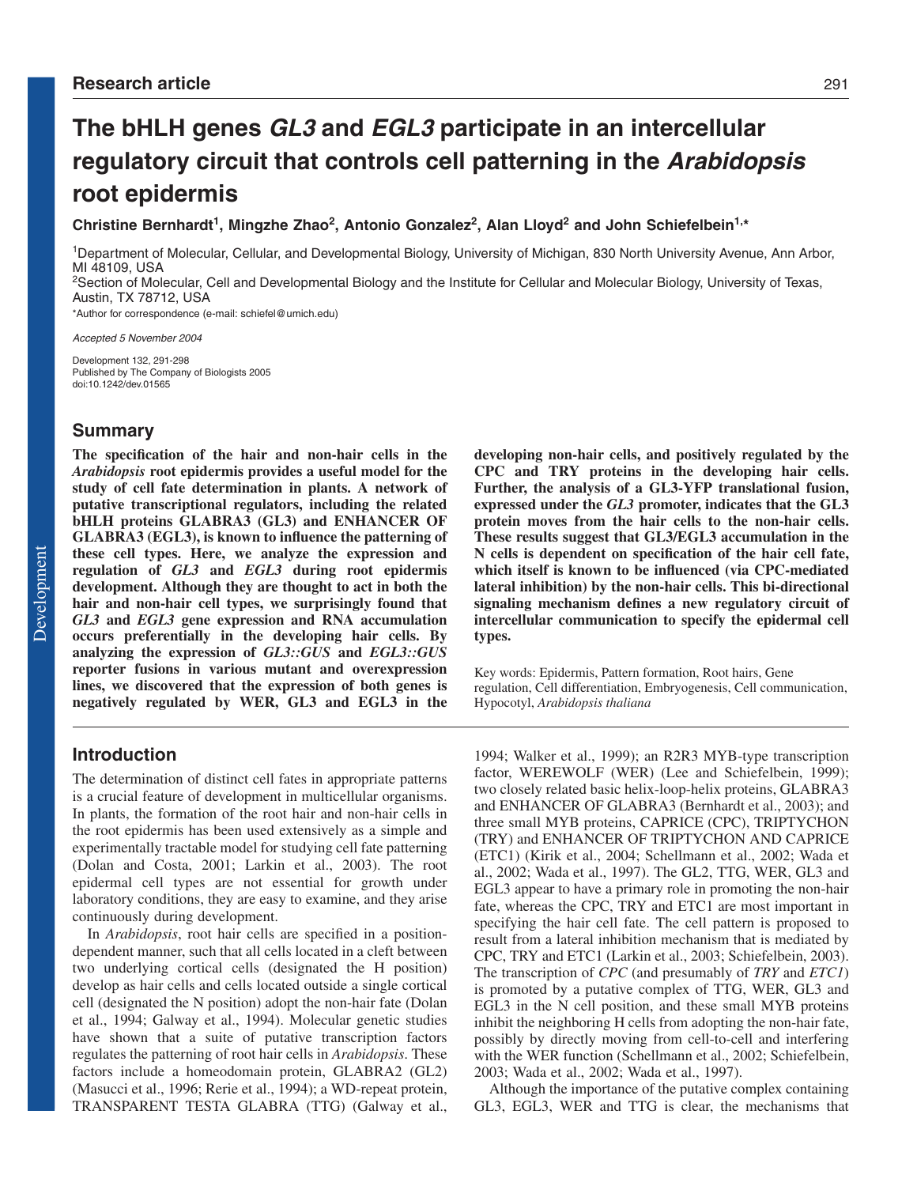Research article

# The bHLH genes *GL3* and *EGL3* participate in an intercellular regulatory circuit that controls cell patterning in the *Arabidopsis* root epidermis

**Christine Bernhardt[1], Mingzhe Zhao[2], Antonio Gonzalez[2], Alan Lloyd[2] and John Schiefelbein[1,*]**

[1]Department of Molecular, Cellular, and Developmental Biology, University of Michigan, 830 North University Avenue, Ann Arbor, MI 48109, USA
[2]Section of Molecular, Cell and Developmental Biology and the Institute for Cellular and Molecular Biology, University of Texas, Austin, TX 78712, USA
*Author for correspondence (e-mail: schiefel@umich.edu)

*Accepted 5 November 2004*

Development 132, 291-298
Published by The Company of Biologists 2005
doi:10.1242/dev.01565

## Summary

**The specification of the hair and non-hair cells in the *Arabidopsis* root epidermis provides a useful model for the study of cell fate determination in plants. A network of putative transcriptional regulators, including the related bHLH proteins GLABRA3 (GL3) and ENHANCER OF GLABRA3 (EGL3), is known to influence the patterning of these cell types. Here, we analyze the expression and regulation of *GL3* and *EGL3* during root epidermis development. Although they are thought to act in both the hair and non-hair cell types, we surprisingly found that *GL3* and *EGL3* gene expression and RNA accumulation occurs preferentially in the developing hair cells. By analyzing the expression of *GL3::GUS* and *EGL3::GUS* reporter fusions in various mutant and overexpression lines, we discovered that the expression of both genes is negatively regulated by WER, GL3 and EGL3 in the developing non-hair cells, and positively regulated by the CPC and TRY proteins in the developing hair cells. Further, the analysis of a GL3-YFP translational fusion, expressed under the *GL3* promoter, indicates that the GL3 protein moves from the hair cells to the non-hair cells. These results suggest that GL3/EGL3 accumulation in the N cells is dependent on specification of the hair cell fate, which itself is known to be influenced (via CPC-mediated lateral inhibition) by the non-hair cells. This bi-directional signaling mechanism defines a new regulatory circuit of intercellular communication to specify the epidermal cell types.**

Key words: Epidermis, Pattern formation, Root hairs, Gene regulation, Cell differentiation, Embryogenesis, Cell communication, Hypocotyl, *Arabidopsis thaliana*

## Introduction

The determination of distinct cell fates in appropriate patterns is a crucial feature of development in multicellular organisms. In plants, the formation of the root hair and non-hair cells in the root epidermis has been used extensively as a simple and experimentally tractable model for studying cell fate patterning (Dolan and Costa, 2001; Larkin et al., 2003). The root epidermal cell types are not essential for growth under laboratory conditions, they are easy to examine, and they arise continuously during development.

In *Arabidopsis*, root hair cells are specified in a position-dependent manner, such that all cells located in a cleft between two underlying cortical cells (designated the H position) develop as hair cells and cells located outside a single cortical cell (designated the N position) adopt the non-hair fate (Dolan et al., 1994; Galway et al., 1994). Molecular genetic studies have shown that a suite of putative transcription factors regulates the patterning of root hair cells in *Arabidopsis*. These factors include a homeodomain protein, GLABRA2 (GL2) (Masucci et al., 1996; Rerie et al., 1994); a WD-repeat protein, TRANSPARENT TESTA GLABRA (TTG) (Galway et al., 1994; Walker et al., 1999); an R2R3 MYB-type transcription factor, WEREWOLF (WER) (Lee and Schiefelbein, 1999); two closely related basic helix-loop-helix proteins, GLABRA3 and ENHANCER OF GLABRA3 (Bernhardt et al., 2003); and three small MYB proteins, CAPRICE (CPC), TRIPTYCHON (TRY) and ENHANCER OF TRIPTYCHON AND CAPRICE (ETC1) (Kirik et al., 2004; Schellmann et al., 2002; Wada et al., 2002; Wada et al., 1997). The GL2, TTG, WER, GL3 and EGL3 appear to have a primary role in promoting the non-hair fate, whereas the CPC, TRY and ETC1 are most important in specifying the hair cell fate. The cell pattern is proposed to result from a lateral inhibition mechanism that is mediated by CPC, TRY and ETC1 (Larkin et al., 2003; Schiefelbein, 2003). The transcription of *CPC* (and presumably of *TRY* and *ETC1*) is promoted by a putative complex of TTG, WER, GL3 and EGL3 in the N cell position, and these small MYB proteins inhibit the neighboring H cells from adopting the non-hair fate, possibly by directly moving from cell-to-cell and interfering with the WER function (Schellmann et al., 2002; Schiefelbein, 2003; Wada et al., 2002; Wada et al., 1997).

Although the importance of the putative complex containing GL3, EGL3, WER and TTG is clear, the mechanisms that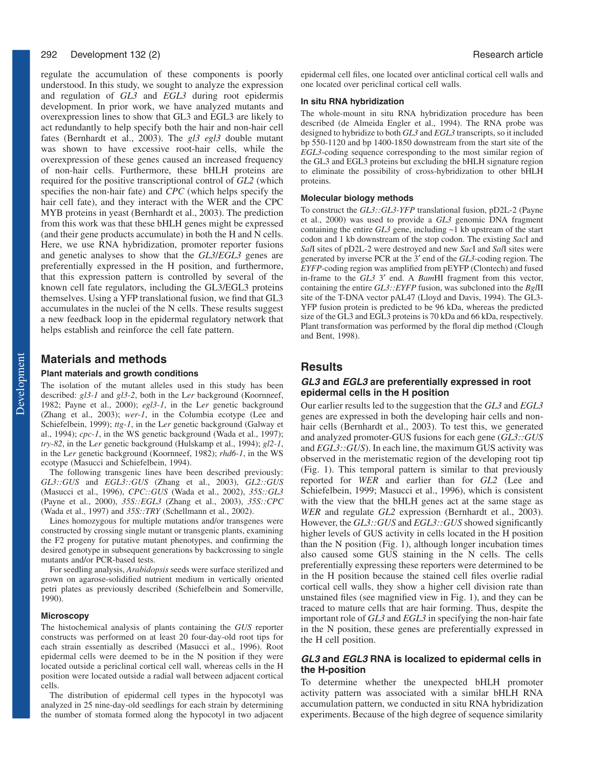regulate the accumulation of these components is poorly understood. In this study, we sought to analyze the expression and regulation of *GL3* and *EGL3* during root epidermis development. In prior work, we have analyzed mutants and overexpression lines to show that GL3 and EGL3 are likely to act redundantly to help specify both the hair and non-hair cell fates (Bernhardt et al., 2003). The *gl3 egl3* double mutant was shown to have excessive root-hair cells, while the overexpression of these genes caused an increased frequency of non-hair cells. Furthermore, these bHLH proteins are required for the positive transcriptional control of *GL2* (which specifies the non-hair fate) and *CPC* (which helps specify the hair cell fate), and they interact with the WER and the CPC MYB proteins in yeast (Bernhardt et al., 2003). The prediction from this work was that these bHLH genes might be expressed (and their gene products accumulate) in both the H and N cells. Here, we use RNA hybridization, promoter reporter fusions and genetic analyses to show that the *GL3*/*EGL3* genes are preferentially expressed in the H position, and furthermore, that this expression pattern is controlled by several of the known cell fate regulators, including the GL3/EGL3 proteins themselves. Using a YFP translational fusion, we find that GL3 accumulates in the nuclei of the N cells. These results suggest a new feedback loop in the epidermal regulatory network that helps establish and reinforce the cell fate pattern.

## Materials and methods

### Plant materials and growth conditions

The isolation of the mutant alleles used in this study has been described: *gl3-1* and *gl3-2*, both in the L*er* background (Koornneef, 1982; Payne et al., 2000); *egl3-1*, in the L*er* genetic background (Zhang et al., 2003); *wer-1*, in the Columbia ecotype (Lee and Schiefelbein, 1999); *ttg-1*, in the L*er* genetic background (Galway et al., 1994); *cpc-1*, in the WS genetic background (Wada et al., 1997); *try-82*, in the L*er* genetic background (Hulskamp et al., 1994); *gl2-1*, in the L*er* genetic background (Koornneef, 1982); *rhd6-1*, in the WS ecotype (Masucci and Schiefelbein, 1994).

The following transgenic lines have been described previously: *GL3::GUS* and *EGL3::GUS* (Zhang et al., 2003), *GL2::GUS* (Masucci et al., 1996), *CPC::GUS* (Wada et al., 2002), *35S::GL3* (Payne et al., 2000), *35S::EGL3* (Zhang et al., 2003), *35S::CPC* (Wada et al., 1997) and *35S::TRY* (Schellmann et al., 2002).

Lines homozygous for multiple mutations and/or transgenes were constructed by crossing single mutant or transgenic plants, examining the F2 progeny for putative mutant phenotypes, and confirming the desired genotype in subsequent generations by backcrossing to single mutants and/or PCR-based tests.

For seedling analysis, *Arabidopsis* seeds were surface sterilized and grown on agarose-solidified nutrient medium in vertically oriented petri plates as previously described (Schiefelbein and Somerville, 1990).

### Microscopy

The histochemical analysis of plants containing the *GUS* reporter constructs was performed on at least 20 four-day-old root tips for each strain essentially as described (Masucci et al., 1996). Root epidermal cells were deemed to be in the N position if they were located outside a periclinal cortical cell wall, whereas cells in the H position were located outside a radial wall between adjacent cortical cells.

The distribution of epidermal cell types in the hypocotyl was analyzed in 25 nine-day-old seedlings for each strain by determining the number of stomata formed along the hypocotyl in two adjacent epidermal cell files, one located over anticlinal cortical cell walls and one located over periclinal cortical cell walls.

### In situ RNA hybridization

The whole-mount in situ RNA hybridization procedure has been described (de Almeida Engler et al., 1994). The RNA probe was designed to hybridize to both *GL3* and *EGL3* transcripts, so it included bp 550-1120 and bp 1400-1850 downstream from the start site of the *EGL3*-coding sequence corresponding to the most similar region of the GL3 and EGL3 proteins but excluding the bHLH signature region to eliminate the possibility of cross-hybridization to other bHLH proteins.

### Molecular biology methods

To construct the *GL3::GL3-YFP* translational fusion, pD2L-2 (Payne et al., 2000) was used to provide a *GL3* genomic DNA fragment containing the entire *GL3* gene, including ~1 kb upstream of the start codon and 1 kb downstream of the stop codon. The existing *Sac*I and *Sal*I sites of pD2L-2 were destroyed and new *Sac*I and *Sal*I sites were generated by inverse PCR at the 3′ end of the *GL3*-coding region. The *EYFP*-coding region was amplified from pEYFP (Clontech) and fused in-frame to the *GL3* 3′ end. A *Bam*HI fragment from this vector, containing the entire *GL3::EYFP* fusion, was subcloned into the *Bgl*II site of the T-DNA vector pAL47 (Lloyd and Davis, 1994). The GL3-YFP fusion protein is predicted to be 96 kDa, whereas the predicted size of the GL3 and EGL3 proteins is 70 kDa and 66 kDa, respectively. Plant transformation was performed by the floral dip method (Clough and Bent, 1998).

## Results

### *GL3* and *EGL3* are preferentially expressed in root epidermal cells in the H position

Our earlier results led to the suggestion that the *GL3* and *EGL3* genes are expressed in both the developing hair cells and non-hair cells (Bernhardt et al., 2003). To test this, we generated and analyzed promoter-GUS fusions for each gene (*GL3::GUS* and *EGL3::GUS*). In each line, the maximum GUS activity was observed in the meristematic region of the developing root tip (Fig. 1). This temporal pattern is similar to that previously reported for *WER* and earlier than for *GL2* (Lee and Schiefelbein, 1999; Masucci et al., 1996), which is consistent with the view that the bHLH genes act at the same stage as *WER* and regulate *GL2* expression (Bernhardt et al., 2003). However, the *GL3::GUS* and *EGL3::GUS* showed significantly higher levels of GUS activity in cells located in the H position than the N position (Fig. 1), although longer incubation times also caused some GUS staining in the N cells. The cells preferentially expressing these reporters were determined to be in the H position because the stained cell files overlie radial cortical cell walls, they show a higher cell division rate than unstained files (see magnified view in Fig. 1), and they can be traced to mature cells that are hair forming. Thus, despite the important role of *GL3* and *EGL3* in specifying the non-hair fate in the N position, these genes are preferentially expressed in the H cell position.

### *GL3* and *EGL3* RNA is localized to epidermal cells in the H-position

To determine whether the unexpected bHLH promoter activity pattern was associated with a similar bHLH RNA accumulation pattern, we conducted in situ RNA hybridization experiments. Because of the high degree of sequence similarity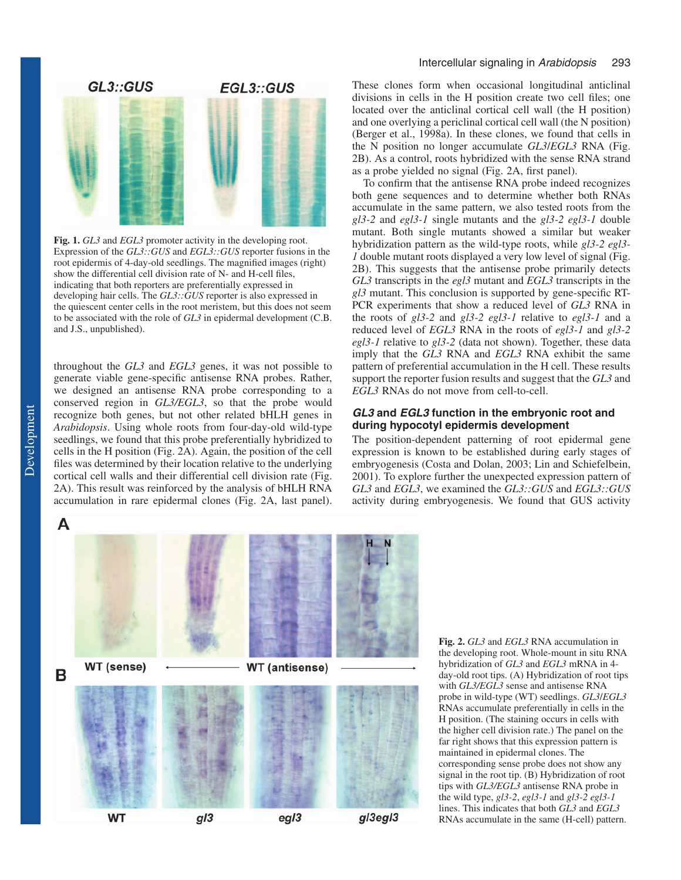**Fig. 1.** *GL3* and *EGL3* promoter activity in the developing root. Expression of the *GL3::GUS* and *EGL3::GUS* reporter fusions in the root epidermis of 4-day-old seedlings. The magnified images (right) show the differential cell division rate of N- and H-cell files, indicating that both reporters are preferentially expressed in developing hair cells. The *GL3::GUS* reporter is also expressed in the quiescent center cells in the root meristem, but this does not seem to be associated with the role of *GL3* in epidermal development (C.B. and J.S., unpublished).

throughout the *GL3* and *EGL3* genes, it was not possible to generate viable gene-specific antisense RNA probes. Rather, we designed an antisense RNA probe corresponding to a conserved region in *GL3/EGL3*, so that the probe would recognize both genes, but not other related bHLH genes in *Arabidopsis*. Using whole roots from four-day-old wild-type seedlings, we found that this probe preferentially hybridized to cells in the H position (Fig. 2A). Again, the position of the cell files was determined by their location relative to the underlying cortical cell walls and their differential cell division rate (Fig. 2A). This result was reinforced by the analysis of bHLH RNA accumulation in rare epidermal clones (Fig. 2A, last panel). These clones form when occasional longitudinal anticlinal divisions in cells in the H position create two cell files; one located over the anticlinal cortical cell wall (the H position) and one overlying a periclinal cortical cell wall (the N position) (Berger et al., 1998a). In these clones, we found that cells in the N position no longer accumulate *GL3/EGL3* RNA (Fig. 2B). As a control, roots hybridized with the sense RNA strand as a probe yielded no signal (Fig. 2A, first panel).

To confirm that the antisense RNA probe indeed recognizes both gene sequences and to determine whether both RNAs accumulate in the same pattern, we also tested roots from the *gl3-2* and *egl3-1* single mutants and the *gl3-2 egl3-1* double mutant. Both single mutants showed a similar but weaker hybridization pattern as the wild-type roots, while *gl3-2 egl3-1* double mutant roots displayed a very low level of signal (Fig. 2B). This suggests that the antisense probe primarily detects *GL3* transcripts in the *egl3* mutant and *EGL3* transcripts in the *gl3* mutant. This conclusion is supported by gene-specific RT-PCR experiments that show a reduced level of *GL3* RNA in the roots of *gl3-2* and *gl3-2 egl3-1* relative to *egl3-1* and a reduced level of *EGL3* RNA in the roots of *egl3-1* and *gl3-2 egl3-1* relative to *gl3-2* (data not shown). Together, these data imply that the *GL3* RNA and *EGL3* RNA exhibit the same pattern of preferential accumulation in the H cell. These results support the reporter fusion results and suggest that the *GL3* and *EGL3* RNAs do not move from cell-to-cell.

### *GL3* and *EGL3* function in the embryonic root and during hypocotyl epidermis development

The position-dependent patterning of root epidermal gene expression is known to be established during early stages of embryogenesis (Costa and Dolan, 2003; Lin and Schiefelbein, 2001). To explore further the unexpected expression pattern of *GL3* and *EGL3*, we examined the *GL3::GUS* and *EGL3::GUS* activity during embryogenesis. We found that GUS activity

**Fig. 2.** *GL3* and *EGL3* RNA accumulation in the developing root. Whole-mount in situ RNA hybridization of *GL3* and *EGL3* mRNA in 4-day-old root tips. (A) Hybridization of root tips with *GL3/EGL3* sense and antisense RNA probe in wild-type (WT) seedlings. *GL3/EGL3* RNAs accumulate preferentially in cells in the H position. (The staining occurs in cells with the higher cell division rate.) The panel on the far right shows that this expression pattern is maintained in epidermal clones. The corresponding sense probe does not show any signal in the root tip. (B) Hybridization of root tips with *GL3/EGL3* antisense RNA probe in the wild type, *gl3-2*, *egl3-1* and *gl3-2 egl3-1* lines. This indicates that both *GL3* and *EGL3* RNAs accumulate in the same (H-cell) pattern.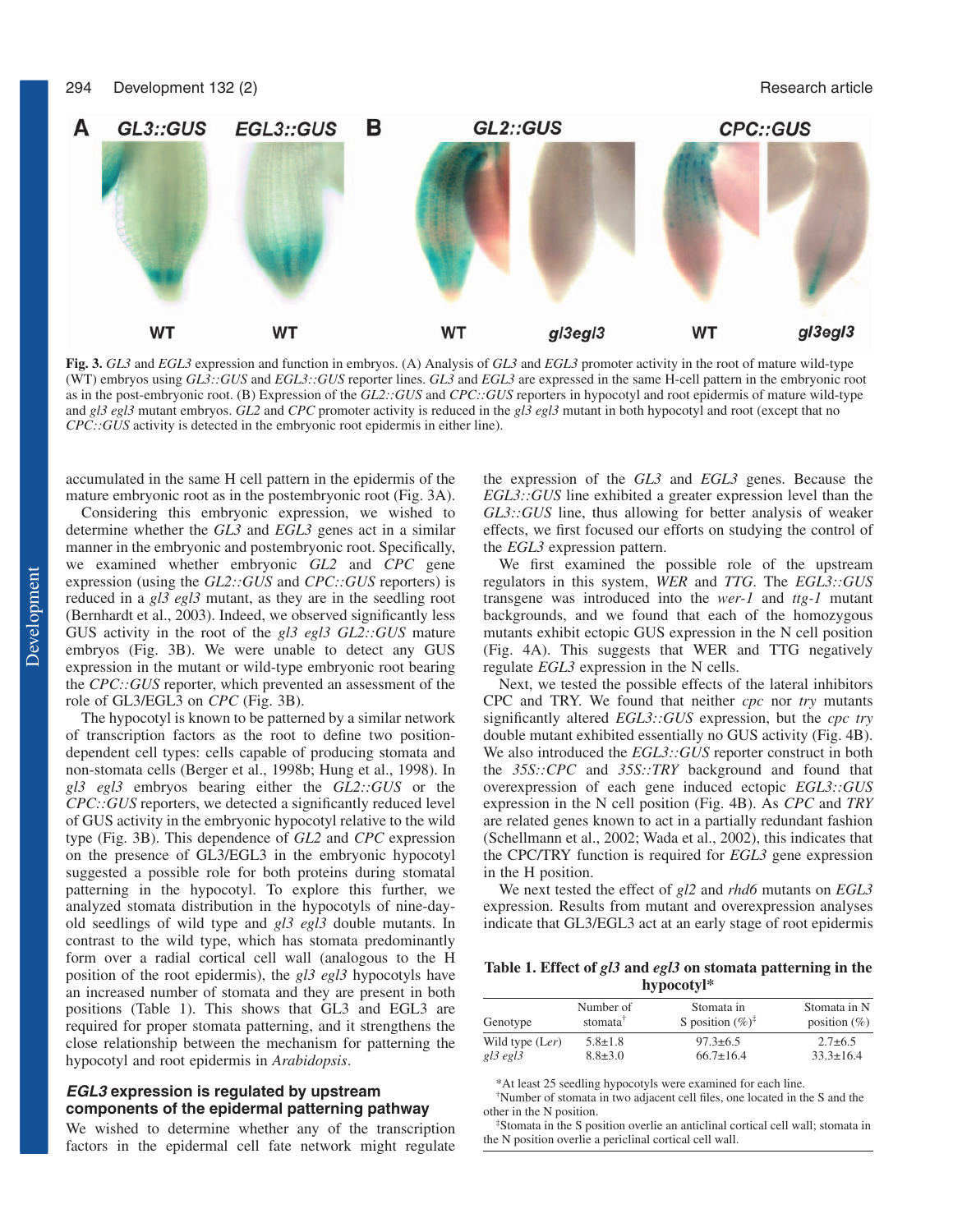**Fig. 3.** *GL3* and *EGL3* expression and function in embryos. (A) Analysis of *GL3* and *EGL3* promoter activity in the root of mature wild-type (WT) embryos using *GL3::GUS* and *EGL3::GUS* reporter lines. *GL3* and *EGL3* are expressed in the same H-cell pattern in the embryonic root as in the post-embryonic root. (B) Expression of the *GL2::GUS* and *CPC::GUS* reporters in hypocotyl and root epidermis of mature wild-type and *gl3 egl3* mutant embryos. *GL2* and *CPC* promoter activity is reduced in the *gl3 egl3* mutant in both hypocotyl and root (except that no *CPC::GUS* activity is detected in the embryonic root epidermis in either line).

accumulated in the same H cell pattern in the epidermis of the mature embryonic root as in the postembryonic root (Fig. 3A).

Considering this embryonic expression, we wished to determine whether the *GL3* and *EGL3* genes act in a similar manner in the embryonic and postembryonic root. Specifically, we examined whether embryonic *GL2* and *CPC* gene expression (using the *GL2::GUS* and *CPC::GUS* reporters) is reduced in a *gl3 egl3* mutant, as they are in the seedling root (Bernhardt et al., 2003). Indeed, we observed significantly less GUS activity in the root of the *gl3 egl3 GL2::GUS* mature embryos (Fig. 3B). We were unable to detect any GUS expression in the mutant or wild-type embryonic root bearing the *CPC::GUS* reporter, which prevented an assessment of the role of GL3/EGL3 on *CPC* (Fig. 3B).

The hypocotyl is known to be patterned by a similar network of transcription factors as the root to define two position-dependent cell types: cells capable of producing stomata and non-stomata cells (Berger et al., 1998b; Hung et al., 1998). In *gl3 egl3* embryos bearing either the *GL2::GUS* or the *CPC::GUS* reporters, we detected a significantly reduced level of GUS activity in the embryonic hypocotyl relative to the wild type (Fig. 3B). This dependence of *GL2* and *CPC* expression on the presence of GL3/EGL3 in the embryonic hypocotyl suggested a possible role for both proteins during stomatal patterning in the hypocotyl. To explore this further, we analyzed stomata distribution in the hypocotyls of nine-day-old seedlings of wild type and *gl3 egl3* double mutants. In contrast to the wild type, which has stomata predominantly form over a radial cortical cell wall (analogous to the H position of the root epidermis), the *gl3 egl3* hypocotyls have an increased number of stomata and they are present in both positions (Table 1). This shows that GL3 and EGL3 are required for proper stomata patterning, and it strengthens the close relationship between the mechanism for patterning the hypocotyl and root epidermis in *Arabidopsis*.

### *EGL3* expression is regulated by upstream components of the epidermal patterning pathway

We wished to determine whether any of the transcription factors in the epidermal cell fate network might regulate the expression of the *GL3* and *EGL3* genes. Because the *EGL3::GUS* line exhibited a greater expression level than the *GL3::GUS* line, thus allowing for better analysis of weaker effects, we first focused our efforts on studying the control of the *EGL3* expression pattern.

We first examined the possible role of the upstream regulators in this system, *WER* and *TTG*. The *EGL3::GUS* transgene was introduced into the *wer-1* and *ttg-1* mutant backgrounds, and we found that each of the homozygous mutants exhibit ectopic GUS expression in the N cell position (Fig. 4A). This suggests that WER and TTG negatively regulate *EGL3* expression in the N cells.

Next, we tested the possible effects of the lateral inhibitors CPC and TRY. We found that neither *cpc* nor *try* mutants significantly altered *EGL3::GUS* expression, but the *cpc try* double mutant exhibited essentially no GUS activity (Fig. 4B). We also introduced the *EGL3::GUS* reporter construct in both the *35S::CPC* and *35S::TRY* background and found that overexpression of each gene induced ectopic *EGL3::GUS* expression in the N cell position (Fig. 4B). As *CPC* and *TRY* are related genes known to act in a partially redundant fashion (Schellmann et al., 2002; Wada et al., 2002), this indicates that the CPC/TRY function is required for *EGL3* gene expression in the H position.

We next tested the effect of *gl2* and *rhd6* mutants on *EGL3* expression. Results from mutant and overexpression analyses indicate that GL3/EGL3 act at an early stage of root epidermis

**Table 1. Effect of *gl3* and *egl3* on stomata patterning in the hypocotyl***

| Genotype | Number of stomata[†] | Stomata in S position (%)[‡] | Stomata in N position (%) |
|---|---|---|---|
| Wild type (L*er*) | 5.8±1.8 | 97.3±6.5 | 2.7±6.5 |
| *gl3 egl3* | 8.8±3.0 | 66.7±16.4 | 33.3±16.4 |

*At least 25 seedling hypocotyls were examined for each line.

[†]Number of stomata in two adjacent cell files, one located in the S and the other in the N position.

[‡]Stomata in the S position overlie an anticlinal cortical cell wall; stomata in the N position overlie a periclinal cortical cell wall.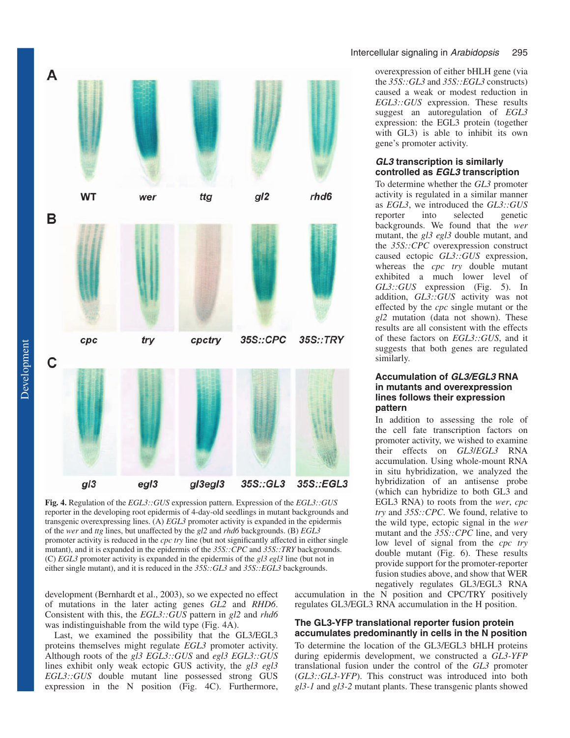**Fig. 4.** Regulation of the *EGL3::GUS* expression pattern. Expression of the *EGL3::GUS* reporter in the developing root epidermis of 4-day-old seedlings in mutant backgrounds and transgenic overexpressing lines. (A) *EGL3* promoter activity is expanded in the epidermis of the *wer* and *ttg* lines, but unaffected by the *gl2* and *rhd6* backgrounds. (B) *EGL3* promoter activity is reduced in the *cpc try* line (but not significantly affected in either single mutant), and it is expanded in the epidermis of the *35S::CPC* and *35S::TRY* backgrounds. (C) *EGL3* promoter activity is expanded in the epidermis of the *gl3 egl3* line (but not in either single mutant), and it is reduced in the *35S::GL3* and *35S::EGL3* backgrounds.

development (Bernhardt et al., 2003), so we expected no effect of mutations in the later acting genes *GL2* and *RHD6*. Consistent with this, the *EGL3::GUS* pattern in *gl2* and *rhd6* was indistinguishable from the wild type (Fig. 4A).

Last, we examined the possibility that the GL3/EGL3 proteins themselves might regulate *EGL3* promoter activity. Although roots of the *gl3 EGL3::GUS* and *egl3 EGL3::GUS* lines exhibit only weak ectopic GUS activity, the *gl3 egl3 EGL3::GUS* double mutant line possessed strong GUS expression in the N position (Fig. 4C). Furthermore, overexpression of either bHLH gene (via the *35S::GL3* and *35S::EGL3* constructs) caused a weak or modest reduction in *EGL3::GUS* expression. These results suggest an autoregulation of *EGL3* expression: the EGL3 protein (together with GL3) is able to inhibit its own gene's promoter activity.

### *GL3* transcription is similarly controlled as *EGL3* transcription

To determine whether the *GL3* promoter activity is regulated in a similar manner as *EGL3*, we introduced the *GL3::GUS* reporter into selected genetic backgrounds. We found that the *wer* mutant, the *gl3 egl3* double mutant, and the *35S::CPC* overexpression construct caused ectopic *GL3::GUS* expression, whereas the *cpc try* double mutant exhibited a much lower level of *GL3::GUS* expression (Fig. 5). In addition, *GL3::GUS* activity was not effected by the *cpc* single mutant or the *gl2* mutation (data not shown). These results are all consistent with the effects of these factors on *EGL3::GUS*, and it suggests that both genes are regulated similarly.

### Accumulation of *GL3/EGL3* RNA in mutants and overexpression lines follows their expression pattern

In addition to assessing the role of the cell fate transcription factors on promoter activity, we wished to examine their effects on *GL3/EGL3* RNA accumulation. Using whole-mount RNA in situ hybridization, we analyzed the hybridization of an antisense probe (which can hybridize to both GL3 and EGL3 RNA) to roots from the *wer*, *cpc try* and *35S::CPC*. We found, relative to the wild type, ectopic signal in the *wer* mutant and the *35S::CPC* line, and very low level of signal from the *cpc try* double mutant (Fig. 6). These results provide support for the promoter-reporter fusion studies above, and show that WER negatively regulates GL3/EGL3 RNA accumulation in the N position and CPC/TRY positively regulates GL3/EGL3 RNA accumulation in the H position.

### The GL3-YFP translational reporter fusion protein accumulates predominantly in cells in the N position

To determine the location of the GL3/EGL3 bHLH proteins during epidermis development, we constructed a *GL3-YFP* translational fusion under the control of the *GL3* promoter (*GL3::GL3-YFP*). This construct was introduced into both *gl3-1* and *gl3-2* mutant plants. These transgenic plants showed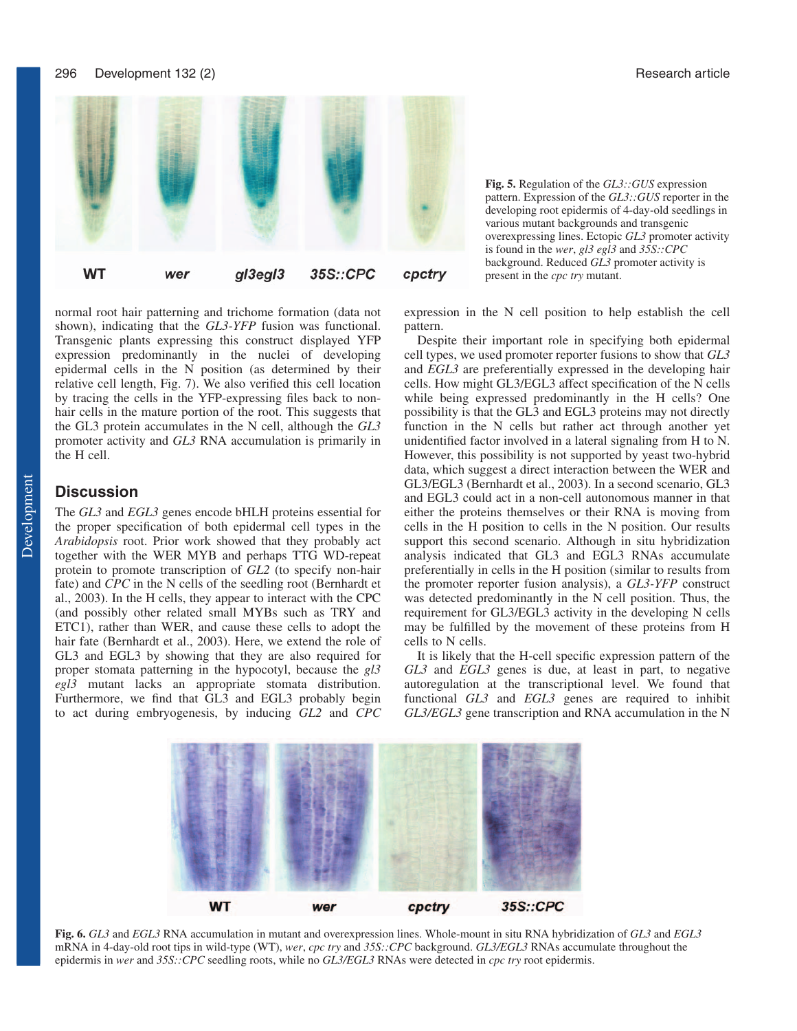Fig. 5. Regulation of the *GL3::GUS* expression pattern. Expression of the *GL3::GUS* reporter in the developing root epidermis of 4-day-old seedlings in various mutant backgrounds and transgenic overexpressing lines. Ectopic *GL3* promoter activity is found in the *wer*, *gl3 egl3* and *35S::CPC* background. Reduced *GL3* promoter activity is present in the *cpc try* mutant.

normal root hair patterning and trichome formation (data not shown), indicating that the *GL3-YFP* fusion was functional. Transgenic plants expressing this construct displayed YFP expression predominantly in the nuclei of developing epidermal cells in the N position (as determined by their relative cell length, Fig. 7). We also verified this cell location by tracing the cells in the YFP-expressing files back to non-hair cells in the mature portion of the root. This suggests that the GL3 protein accumulates in the N cell, although the *GL3* promoter activity and *GL3* RNA accumulation is primarily in the H cell.

## Discussion

The *GL3* and *EGL3* genes encode bHLH proteins essential for the proper specification of both epidermal cell types in the *Arabidopsis* root. Prior work showed that they probably act together with the WER MYB and perhaps TTG WD-repeat protein to promote transcription of *GL2* (to specify non-hair fate) and *CPC* in the N cells of the seedling root (Bernhardt et al., 2003). In the H cells, they appear to interact with the CPC (and possibly other related small MYBs such as TRY and ETC1), rather than WER, and cause these cells to adopt the hair fate (Bernhardt et al., 2003). Here, we extend the role of GL3 and EGL3 by showing that they are also required for proper stomata patterning in the hypocotyl, because the *gl3 egl3* mutant lacks an appropriate stomata distribution. Furthermore, we find that GL3 and EGL3 probably begin to act during embryogenesis, by inducing *GL2* and *CPC* expression in the N cell position to help establish the cell pattern.

Despite their important role in specifying both epidermal cell types, we used promoter reporter fusions to show that *GL3* and *EGL3* are preferentially expressed in the developing hair cells. How might GL3/EGL3 affect specification of the N cells while being expressed predominantly in the H cells? One possibility is that the GL3 and EGL3 proteins may not directly function in the N cells but rather act through another yet unidentified factor involved in a lateral signaling from H to N. However, this possibility is not supported by yeast two-hybrid data, which suggest a direct interaction between the WER and GL3/EGL3 (Bernhardt et al., 2003). In a second scenario, GL3 and EGL3 could act in a non-cell autonomous manner in that either the proteins themselves or their RNA is moving from cells in the H position to cells in the N position. Our results support this second scenario. Although in situ hybridization analysis indicated that GL3 and EGL3 RNAs accumulate preferentially in cells in the H position (similar to results from the promoter reporter fusion analysis), a *GL3-YFP* construct was detected predominantly in the N cell position. Thus, the requirement for GL3/EGL3 activity in the developing N cells may be fulfilled by the movement of these proteins from H cells to N cells.

It is likely that the H-cell specific expression pattern of the *GL3* and *EGL3* genes is due, at least in part, to negative autoregulation at the transcriptional level. We found that functional *GL3* and *EGL3* genes are required to inhibit *GL3/EGL3* gene transcription and RNA accumulation in the N

Fig. 6. *GL3* and *EGL3* RNA accumulation in mutant and overexpression lines. Whole-mount in situ RNA hybridization of *GL3* and *EGL3* mRNA in 4-day-old root tips in wild-type (WT), *wer*, *cpc try* and *35S::CPC* background. *GL3/EGL3* RNAs accumulate throughout the epidermis in *wer* and *35S::CPC* seedling roots, while no *GL3/EGL3* RNAs were detected in *cpc try* root epidermis.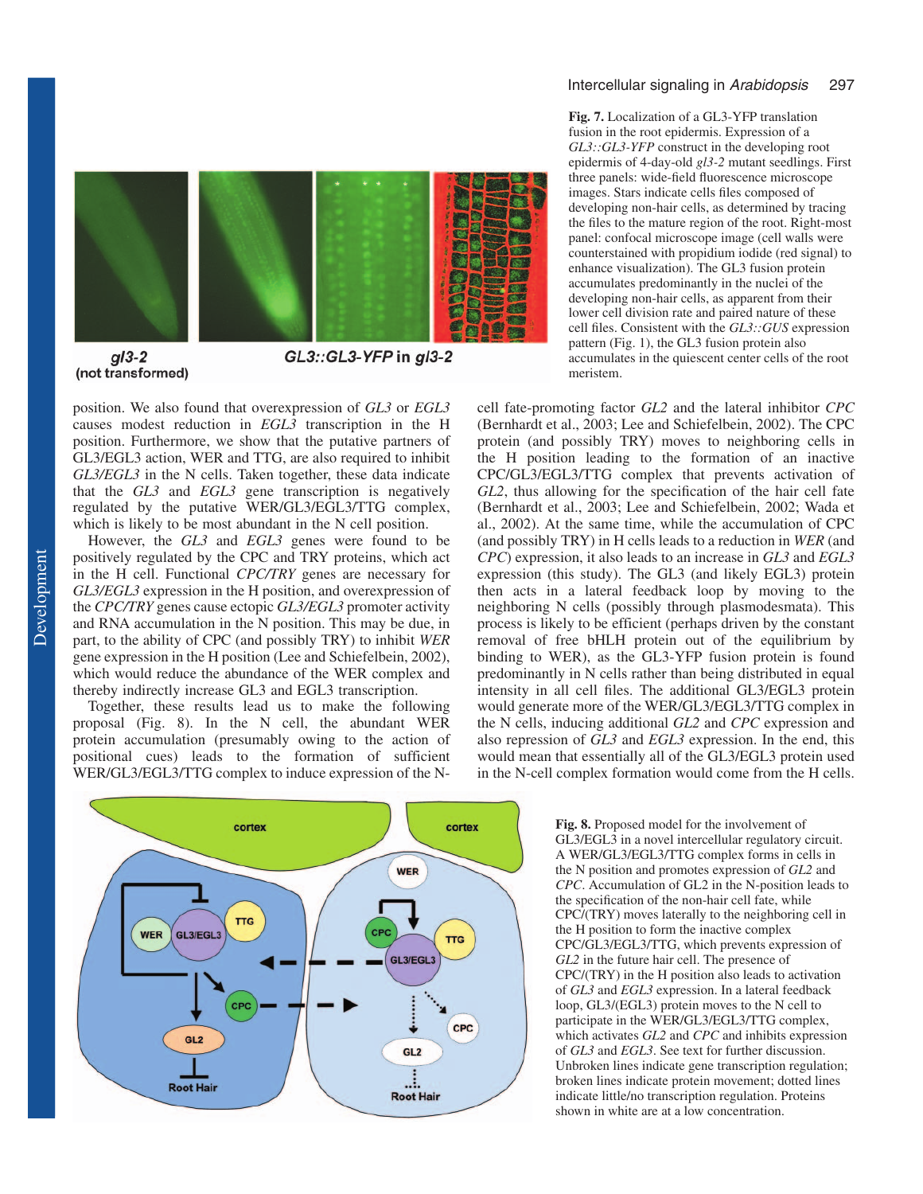**Fig. 7.** Localization of a GL3-YFP translation fusion in the root epidermis. Expression of a *GL3::GL3-YFP* construct in the developing root epidermis of 4-day-old *gl3-2* mutant seedlings. First three panels: wide-field fluorescence microscope images. Stars indicate cells files composed of developing non-hair cells, as determined by tracing the files to the mature region of the root. Right-most panel: confocal microscope image (cell walls were counterstained with propidium iodide (red signal) to enhance visualization). The GL3 fusion protein accumulates predominantly in the nuclei of the developing non-hair cells, as apparent from their lower cell division rate and paired nature of these cell files. Consistent with the *GL3::GUS* expression pattern (Fig. 1), the GL3 fusion protein also accumulates in the quiescent center cells of the root meristem.

position. We also found that overexpression of *GL3* or *EGL3* causes modest reduction in *EGL3* transcription in the H position. Furthermore, we show that the putative partners of GL3/EGL3 action, WER and TTG, are also required to inhibit *GL3/EGL3* in the N cells. Taken together, these data indicate that the *GL3* and *EGL3* gene transcription is negatively regulated by the putative WER/GL3/EGL3/TTG complex, which is likely to be most abundant in the N cell position.

However, the *GL3* and *EGL3* genes were found to be positively regulated by the CPC and TRY proteins, which act in the H cell. Functional *CPC/TRY* genes are necessary for *GL3/EGL3* expression in the H position, and overexpression of the *CPC/TRY* genes cause ectopic *GL3/EGL3* promoter activity and RNA accumulation in the N position. This may be due, in part, to the ability of CPC (and possibly TRY) to inhibit *WER* gene expression in the H position (Lee and Schiefelbein, 2002), which would reduce the abundance of the WER complex and thereby indirectly increase GL3 and EGL3 transcription.

Together, these results lead us to make the following proposal (Fig. 8). In the N cell, the abundant WER protein accumulation (presumably owing to the action of positional cues) leads to the formation of sufficient WER/GL3/EGL3/TTG complex to induce expression of the N-cell fate-promoting factor *GL2* and the lateral inhibitor *CPC* (Bernhardt et al., 2003; Lee and Schiefelbein, 2002). The CPC protein (and possibly TRY) moves to neighboring cells in the H position leading to the formation of an inactive CPC/GL3/EGL3/TTG complex that prevents activation of *GL2*, thus allowing for the specification of the hair cell fate (Bernhardt et al., 2003; Lee and Schiefelbein, 2002; Wada et al., 2002). At the same time, while the accumulation of CPC (and possibly TRY) in H cells leads to a reduction in *WER* (and *CPC*) expression, it also leads to an increase in *GL3* and *EGL3* expression (this study). The GL3 (and likely EGL3) protein then acts in a lateral feedback loop by moving to the neighboring N cells (possibly through plasmodesmata). This process is likely to be efficient (perhaps driven by the constant removal of free bHLH protein out of the equilibrium by binding to WER), as the GL3-YFP fusion protein is found predominantly in N cells rather than being distributed in equal intensity in all cell files. The additional GL3/EGL3 protein would generate more of the WER/GL3/EGL3/TTG complex in the N cells, inducing additional *GL2* and *CPC* expression and also repression of *GL3* and *EGL3* expression. In the end, this would mean that essentially all of the GL3/EGL3 protein used in the N-cell complex formation would come from the H cells.

**Fig. 8.** Proposed model for the involvement of GL3/EGL3 in a novel intercellular regulatory circuit. A WER/GL3/EGL3/TTG complex forms in cells in the N position and promotes expression of *GL2* and *CPC*. Accumulation of GL2 in the N-position leads to the specification of the non-hair cell fate, while CPC/(TRY) moves laterally to the neighboring cell in the H position to form the inactive complex CPC/GL3/EGL3/TTG, which prevents expression of *GL2* in the future hair cell. The presence of CPC/(TRY) in the H position also leads to activation of *GL3* and *EGL3* expression. In a lateral feedback loop, GL3/(EGL3) protein moves to the N cell to participate in the WER/GL3/EGL3/TTG complex, which activates *GL2* and *CPC* and inhibits expression of *GL3* and *EGL3*. See text for further discussion. Unbroken lines indicate gene transcription regulation; broken lines indicate protein movement; dotted lines indicate little/no transcription regulation. Proteins shown in white are at a low concentration.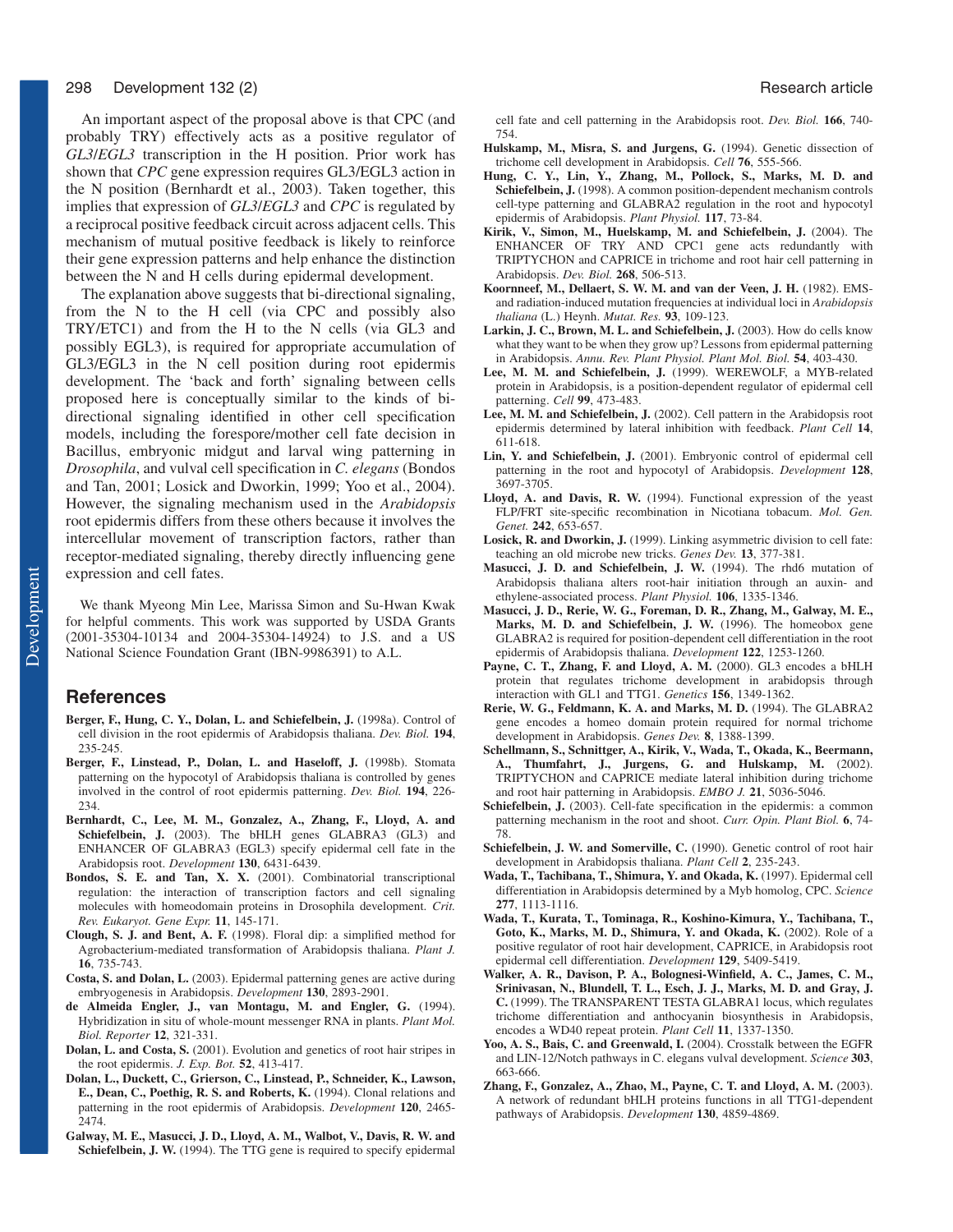An important aspect of the proposal above is that CPC (and probably TRY) effectively acts as a positive regulator of *GL3*/*EGL3* transcription in the H position. Prior work has shown that *CPC* gene expression requires GL3/EGL3 action in the N position (Bernhardt et al., 2003). Taken together, this implies that expression of *GL3*/*EGL3* and *CPC* is regulated by a reciprocal positive feedback circuit across adjacent cells. This mechanism of mutual positive feedback is likely to reinforce their gene expression patterns and help enhance the distinction between the N and H cells during epidermal development.

The explanation above suggests that bi-directional signaling, from the N to the H cell (via CPC and possibly also TRY/ETC1) and from the H to the N cells (via GL3 and possibly EGL3), is required for appropriate accumulation of GL3/EGL3 in the N cell position during root epidermis development. The 'back and forth' signaling between cells proposed here is conceptually similar to the kinds of bi-directional signaling identified in other cell specification models, including the forespore/mother cell fate decision in Bacillus, embryonic midgut and larval wing patterning in *Drosophila*, and vulval cell specification in *C. elegans* (Bondos and Tan, 2001; Losick and Dworkin, 1999; Yoo et al., 2004). However, the signaling mechanism used in the *Arabidopsis* root epidermis differs from these others because it involves the intercellular movement of transcription factors, rather than receptor-mediated signaling, thereby directly influencing gene expression and cell fates.

We thank Myeong Min Lee, Marissa Simon and Su-Hwan Kwak for helpful comments. This work was supported by USDA Grants (2001-35304-10134 and 2004-35304-14924) to J.S. and a US National Science Foundation Grant (IBN-9986391) to A.L.

## References

**Berger, F., Hung, C. Y., Dolan, L. and Schiefelbein, J.** (1998a). Control of cell division in the root epidermis of Arabidopsis thaliana. *Dev. Biol.* **194**, 235-245.

**Berger, F., Linstead, P., Dolan, L. and Haseloff, J.** (1998b). Stomata patterning on the hypocotyl of Arabidopsis thaliana is controlled by genes involved in the control of root epidermis patterning. *Dev. Biol.* **194**, 226-234.

**Bernhardt, C., Lee, M. M., Gonzalez, A., Zhang, F., Lloyd, A. and Schiefelbein, J.** (2003). The bHLH genes GLABRA3 (GL3) and ENHANCER OF GLABRA3 (EGL3) specify epidermal cell fate in the Arabidopsis root. *Development* **130**, 6431-6439.

**Bondos, S. E. and Tan, X. X.** (2001). Combinatorial transcriptional regulation: the interaction of transcription factors and cell signaling molecules with homeodomain proteins in Drosophila development. *Crit. Rev. Eukaryot. Gene Expr.* **11**, 145-171.

**Clough, S. J. and Bent, A. F.** (1998). Floral dip: a simplified method for Agrobacterium-mediated transformation of Arabidopsis thaliana. *Plant J.* **16**, 735-743.

**Costa, S. and Dolan, L.** (2003). Epidermal patterning genes are active during embryogenesis in Arabidopsis. *Development* **130**, 2893-2901.

**de Almeida Engler, J., van Montagu, M. and Engler, G.** (1994). Hybridization in situ of whole-mount messenger RNA in plants. *Plant Mol. Biol. Reporter* **12**, 321-331.

**Dolan, L. and Costa, S.** (2001). Evolution and genetics of root hair stripes in the root epidermis. *J. Exp. Bot.* **52**, 413-417.

**Dolan, L., Duckett, C., Grierson, C., Linstead, P., Schneider, K., Lawson, E., Dean, C., Poethig, R. S. and Roberts, K.** (1994). Clonal relations and patterning in the root epidermis of Arabidopsis. *Development* **120**, 2465-2474.

**Galway, M. E., Masucci, J. D., Lloyd, A. M., Walbot, V., Davis, R. W. and Schiefelbein, J. W.** (1994). The TTG gene is required to specify epidermal cell fate and cell patterning in the Arabidopsis root. *Dev. Biol.* **166**, 740-754.

**Hulskamp, M., Misra, S. and Jurgens, G.** (1994). Genetic dissection of trichome cell development in Arabidopsis. *Cell* **76**, 555-566.

**Hung, C. Y., Lin, Y., Zhang, M., Pollock, S., Marks, M. D. and Schiefelbein, J.** (1998). A common position-dependent mechanism controls cell-type patterning and GLABRA2 regulation in the root and hypocotyl epidermis of Arabidopsis. *Plant Physiol.* **117**, 73-84.

**Kirik, V., Simon, M., Huelskamp, M. and Schiefelbein, J.** (2004). The ENHANCER OF TRY AND CPC1 gene acts redundantly with TRIPTYCHON and CAPRICE in trichome and root hair cell patterning in Arabidopsis. *Dev. Biol.* **268**, 506-513.

**Koornneef, M., Dellaert, S. W. M. and van der Veen, J. H.** (1982). EMS- and radiation-induced mutation frequencies at individual loci in *Arabidopsis thaliana* (L.) Heynh. *Mutat. Res.* **93**, 109-123.

**Larkin, J. C., Brown, M. L. and Schiefelbein, J.** (2003). How do cells know what they want to be when they grow up? Lessons from epidermal patterning in Arabidopsis. *Annu. Rev. Plant Physiol. Plant Mol. Biol.* **54**, 403-430.

**Lee, M. M. and Schiefelbein, J.** (1999). WEREWOLF, a MYB-related protein in Arabidopsis, is a position-dependent regulator of epidermal cell patterning. *Cell* **99**, 473-483.

**Lee, M. M. and Schiefelbein, J.** (2002). Cell pattern in the Arabidopsis root epidermis determined by lateral inhibition with feedback. *Plant Cell* **14**, 611-618.

**Lin, Y. and Schiefelbein, J.** (2001). Embryonic control of epidermal cell patterning in the root and hypocotyl of Arabidopsis. *Development* **128**, 3697-3705.

**Lloyd, A. and Davis, R. W.** (1994). Functional expression of the yeast FLP/FRT site-specific recombination in Nicotiana tobacum. *Mol. Gen. Genet.* **242**, 653-657.

**Losick, R. and Dworkin, J.** (1999). Linking asymmetric division to cell fate: teaching an old microbe new tricks. *Genes Dev.* **13**, 377-381.

**Masucci, J. D. and Schiefelbein, J. W.** (1994). The rhd6 mutation of Arabidopsis thaliana alters root-hair initiation through an auxin- and ethylene-associated process. *Plant Physiol.* **106**, 1335-1346.

**Masucci, J. D., Rerie, W. G., Foreman, D. R., Zhang, M., Galway, M. E., Marks, M. D. and Schiefelbein, J. W.** (1996). The homeobox gene GLABRA2 is required for position-dependent cell differentiation in the root epidermis of Arabidopsis thaliana. *Development* **122**, 1253-1260.

**Payne, C. T., Zhang, F. and Lloyd, A. M.** (2000). GL3 encodes a bHLH protein that regulates trichome development in arabidopsis through interaction with GL1 and TTG1. *Genetics* **156**, 1349-1362.

**Rerie, W. G., Feldmann, K. A. and Marks, M. D.** (1994). The GLABRA2 gene encodes a homeo domain protein required for normal trichome development in Arabidopsis. *Genes Dev.* **8**, 1388-1399.

**Schellmann, S., Schnittger, A., Kirik, V., Wada, T., Okada, K., Beermann, A., Thumfahrt, J., Jurgens, G. and Hulskamp, M.** (2002). TRIPTYCHON and CAPRICE mediate lateral inhibition during trichome and root hair patterning in Arabidopsis. *EMBO J.* **21**, 5036-5046.

**Schiefelbein, J.** (2003). Cell-fate specification in the epidermis: a common patterning mechanism in the root and shoot. *Curr. Opin. Plant Biol.* **6**, 74-78.

**Schiefelbein, J. W. and Somerville, C.** (1990). Genetic control of root hair development in Arabidopsis thaliana. *Plant Cell* **2**, 235-243.

**Wada, T., Tachibana, T., Shimura, Y. and Okada, K.** (1997). Epidermal cell differentiation in Arabidopsis determined by a Myb homolog, CPC. *Science* **277**, 1113-1116.

**Wada, T., Kurata, T., Tominaga, R., Koshino-Kimura, Y., Tachibana, T., Goto, K., Marks, M. D., Shimura, Y. and Okada, K.** (2002). Role of a positive regulator of root hair development, CAPRICE, in Arabidopsis root epidermal cell differentiation. *Development* **129**, 5409-5419.

**Walker, A. R., Davison, P. A., Bolognesi-Winfield, A. C., James, C. M., Srinivasan, N., Blundell, T. L., Esch, J. J., Marks, M. D. and Gray, J. C.** (1999). The TRANSPARENT TESTA GLABRA1 locus, which regulates trichome differentiation and anthocyanin biosynthesis in Arabidopsis, encodes a WD40 repeat protein. *Plant Cell* **11**, 1337-1350.

**Yoo, A. S., Bais, C. and Greenwald, I.** (2004). Crosstalk between the EGFR and LIN-12/Notch pathways in C. elegans vulval development. *Science* **303**, 663-666.

**Zhang, F., Gonzalez, A., Zhao, M., Payne, C. T. and Lloyd, A. M.** (2003). A network of redundant bHLH proteins functions in all TTG1-dependent pathways of Arabidopsis. *Development* **130**, 4859-4869.